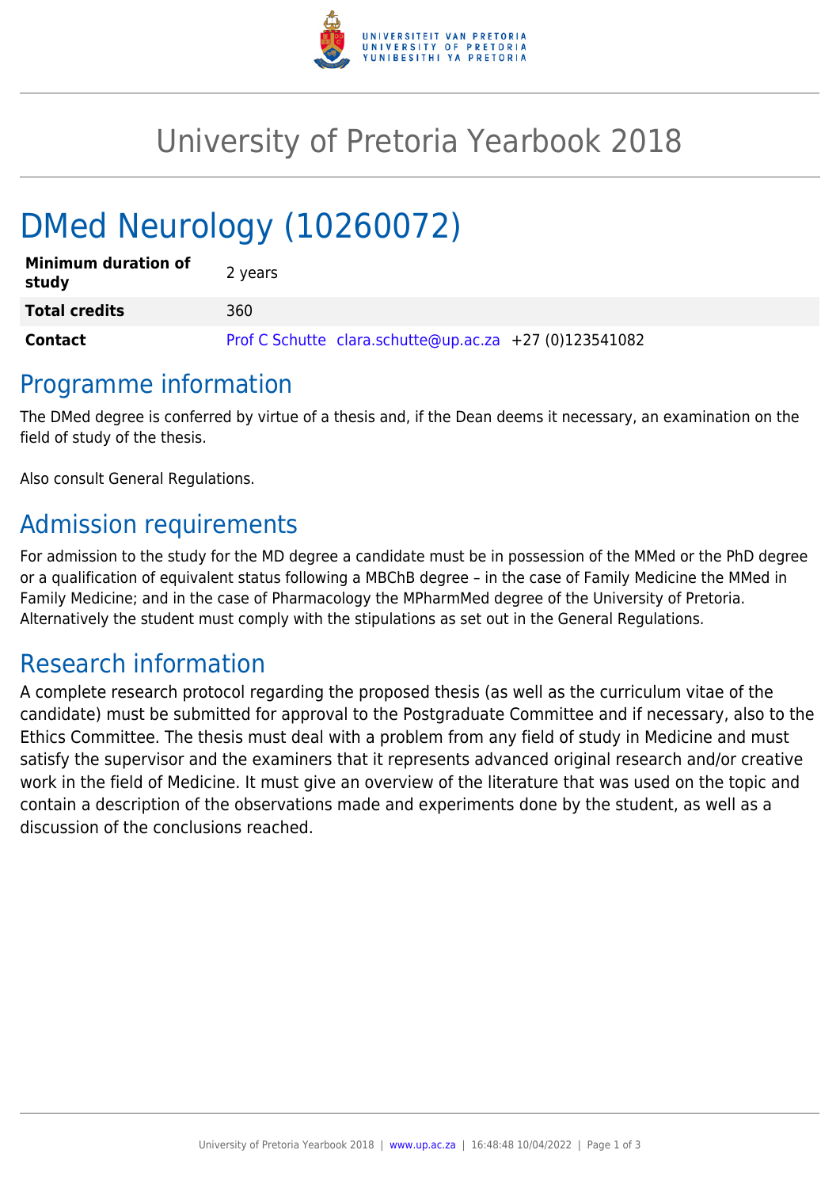# University of Pretoria Yearbook 2018

# DMed Neurology (10260072)

| | |
|---|---|
| **Minimum duration of study** | 2 years |
| **Total credits** | 360 |
| **Contact** | Prof C Schutte clara.schutte@up.ac.za +27 (0)123541082 |

## Programme information

The DMed degree is conferred by virtue of a thesis and, if the Dean deems it necessary, an examination on the field of study of the thesis.

Also consult General Regulations.

## Admission requirements

For admission to the study for the MD degree a candidate must be in possession of the MMed or the PhD degree or a qualification of equivalent status following a MBChB degree – in the case of Family Medicine the MMed in Family Medicine; and in the case of Pharmacology the MPharmMed degree of the University of Pretoria. Alternatively the student must comply with the stipulations as set out in the General Regulations.

## Research information

A complete research protocol regarding the proposed thesis (as well as the curriculum vitae of the candidate) must be submitted for approval to the Postgraduate Committee and if necessary, also to the Ethics Committee. The thesis must deal with a problem from any field of study in Medicine and must satisfy the supervisor and the examiners that it represents advanced original research and/or creative work in the field of Medicine. It must give an overview of the literature that was used on the topic and contain a description of the observations made and experiments done by the student, as well as a discussion of the conclusions reached.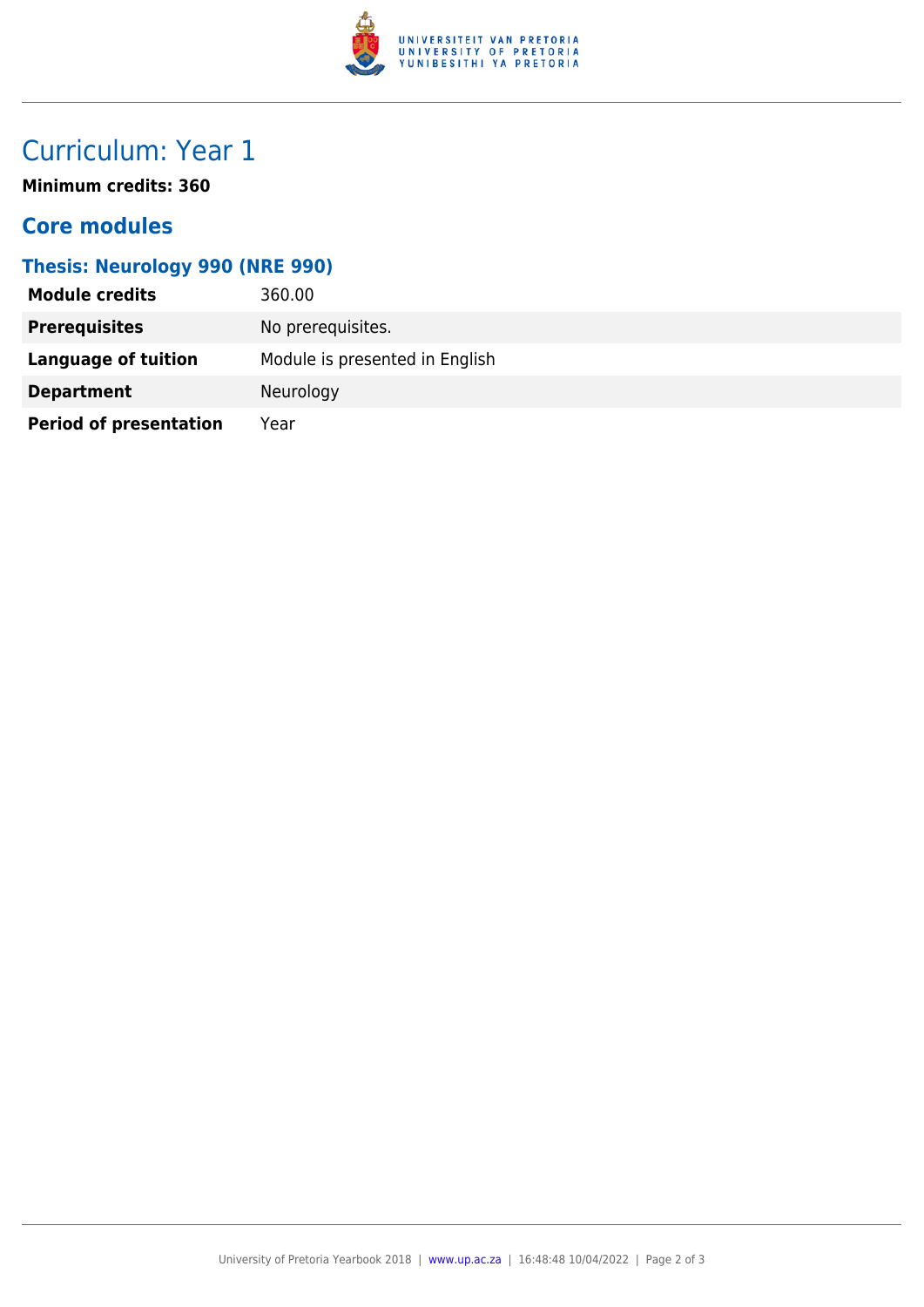# Curriculum: Year 1

**Minimum credits: 360**

## Core modules

### Thesis: Neurology 990 (NRE 990)

| | |
|---|---|
| **Module credits** | 360.00 |
| **Prerequisites** | No prerequisites. |
| **Language of tuition** | Module is presented in English |
| **Department** | Neurology |
| **Period of presentation** | Year |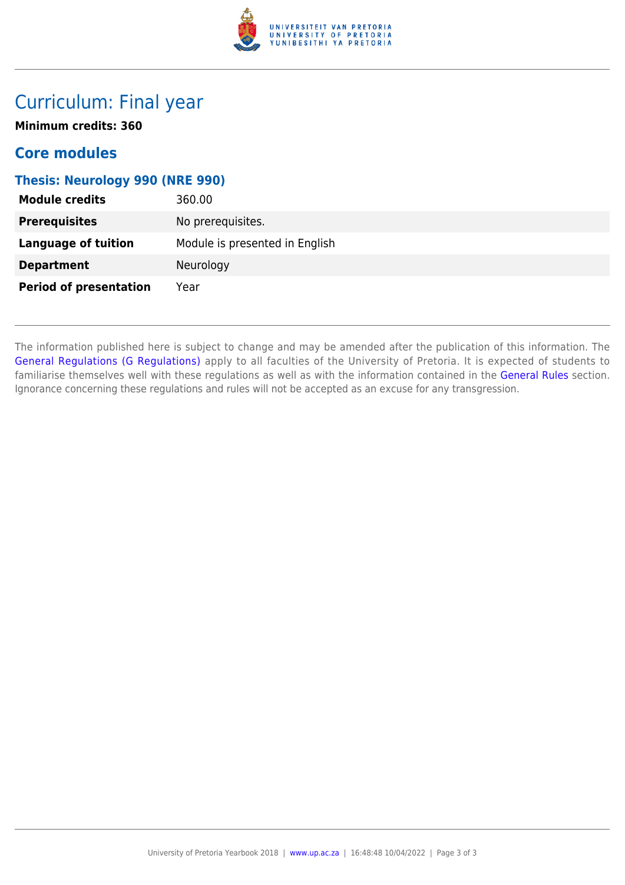# Curriculum: Final year

**Minimum credits: 360**

## Core modules

### Thesis: Neurology 990 (NRE 990)

| | |
|---|---|
| **Module credits** | 360.00 |
| **Prerequisites** | No prerequisites. |
| **Language of tuition** | Module is presented in English |
| **Department** | Neurology |
| **Period of presentation** | Year |

The information published here is subject to change and may be amended after the publication of this information. The General Regulations (G Regulations) apply to all faculties of the University of Pretoria. It is expected of students to familiarise themselves well with these regulations as well as with the information contained in the General Rules section. Ignorance concerning these regulations and rules will not be accepted as an excuse for any transgression.